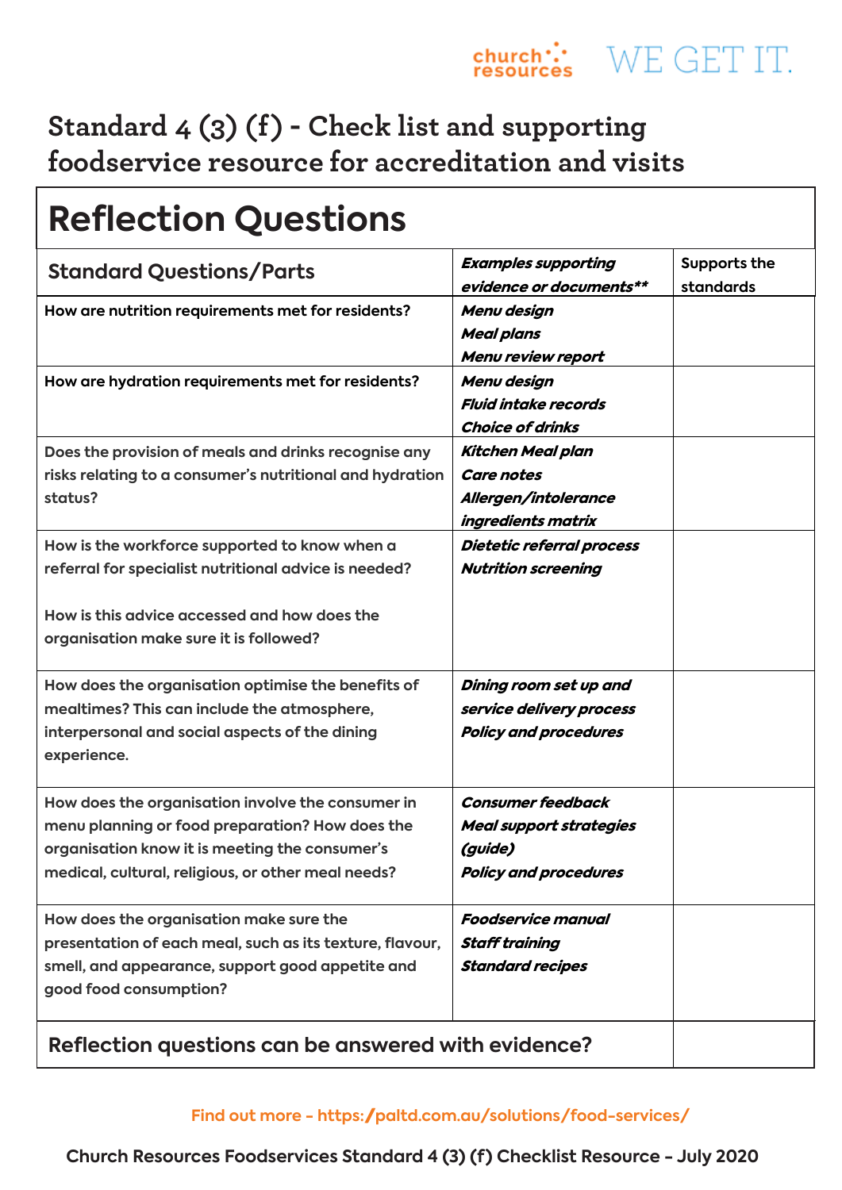# Standard 4 (3) (f) - Check list and supporting foodservice resource for accreditation and visits

## Reflection Questions

| Standard Questions/Parts | *Examples supporting evidence or documents\*\** | Supports the standards |
|---|---|---|
| **How are nutrition requirements met for residents?** | ***Menu design***<br>***Meal plans***<br>***Menu review report*** | |
| **How are hydration requirements met for residents?** | ***Menu design***<br>***Fluid intake records***<br>***Choice of drinks*** | |
| Does the provision of meals and drinks recognise any risks relating to a consumer's nutritional and hydration status? | ***Kitchen Meal plan***<br>***Care notes***<br>***Allergen/intolerance ingredients matrix*** | |
| How is the workforce supported to know when a referral for specialist nutritional advice is needed?<br><br>How is this advice accessed and how does the organisation make sure it is followed? | ***Dietetic referral process***<br>***Nutrition screening*** | |
| How does the organisation optimise the benefits of mealtimes? This can include the atmosphere, interpersonal and social aspects of the dining experience. | ***Dining room set up and service delivery process***<br>***Policy and procedures*** | |
| How does the organisation involve the consumer in menu planning or food preparation? How does the organisation know it is meeting the consumer's medical, cultural, religious, or other meal needs? | ***Consumer feedback***<br>***Meal support strategies (guide)***<br>***Policy and procedures*** | |
| How does the organisation make sure the presentation of each meal, such as its texture, flavour, smell, and appearance, support good appetite and good food consumption? | ***Foodservice manual***<br>***Staff training***<br>***Standard recipes*** | |
| **Reflection questions can be answered with evidence?** | | |

Find out more - https://paltd.com.au/solutions/food-services/

Church Resources Foodservices Standard 4 (3) (f) Checklist Resource - July 2020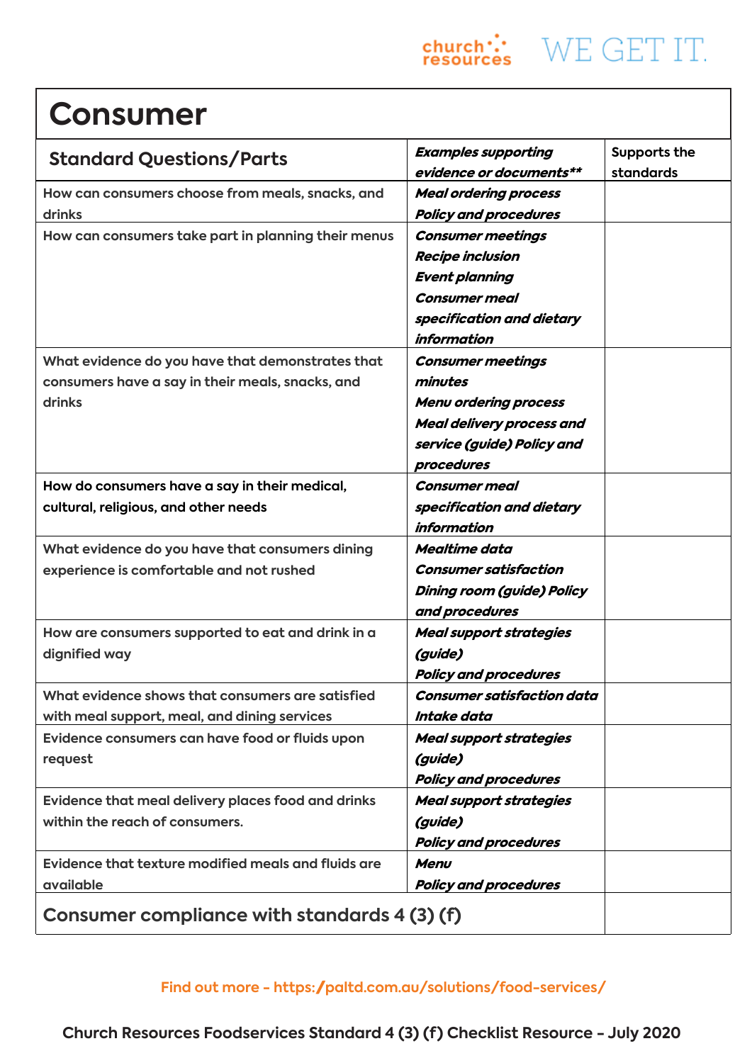# Consumer

| Standard Questions/Parts | *Examples supporting evidence or documents*** | Supports the standards |
|---|---|---|
| How can consumers choose from meals, snacks, and drinks | ***Meal ordering process*** ***Policy and procedures*** | |
| How can consumers take part in planning their menus | ***Consumer meetings*** ***Recipe inclusion*** ***Event planning*** ***Consumer meal specification and dietary information*** | |
| What evidence do you have that demonstrates that consumers have a say in their meals, snacks, and drinks | ***Consumer meetings minutes*** ***Menu ordering process*** ***Meal delivery process and service (guide) Policy and procedures*** | |
| How do consumers have a say in their medical, cultural, religious, and other needs | ***Consumer meal specification and dietary information*** | |
| What evidence do you have that consumers dining experience is comfortable and not rushed | ***Mealtime data*** ***Consumer satisfaction*** ***Dining room (guide) Policy and procedures*** | |
| How are consumers supported to eat and drink in a dignified way | ***Meal support strategies (guide)*** ***Policy and procedures*** | |
| What evidence shows that consumers are satisfied with meal support, meal, and dining services | ***Consumer satisfaction data*** ***Intake data*** | |
| Evidence consumers can have food or fluids upon request | ***Meal support strategies (guide)*** ***Policy and procedures*** | |
| Evidence that meal delivery places food and drinks within the reach of consumers. | ***Meal support strategies (guide)*** ***Policy and procedures*** | |
| Evidence that texture modified meals and fluids are available | ***Menu*** ***Policy and procedures*** | |
| **Consumer compliance with standards 4 (3) (f)** | | |

Find out more - https://paltd.com.au/solutions/food-services/

Church Resources Foodservices Standard 4 (3) (f) Checklist Resource - July 2020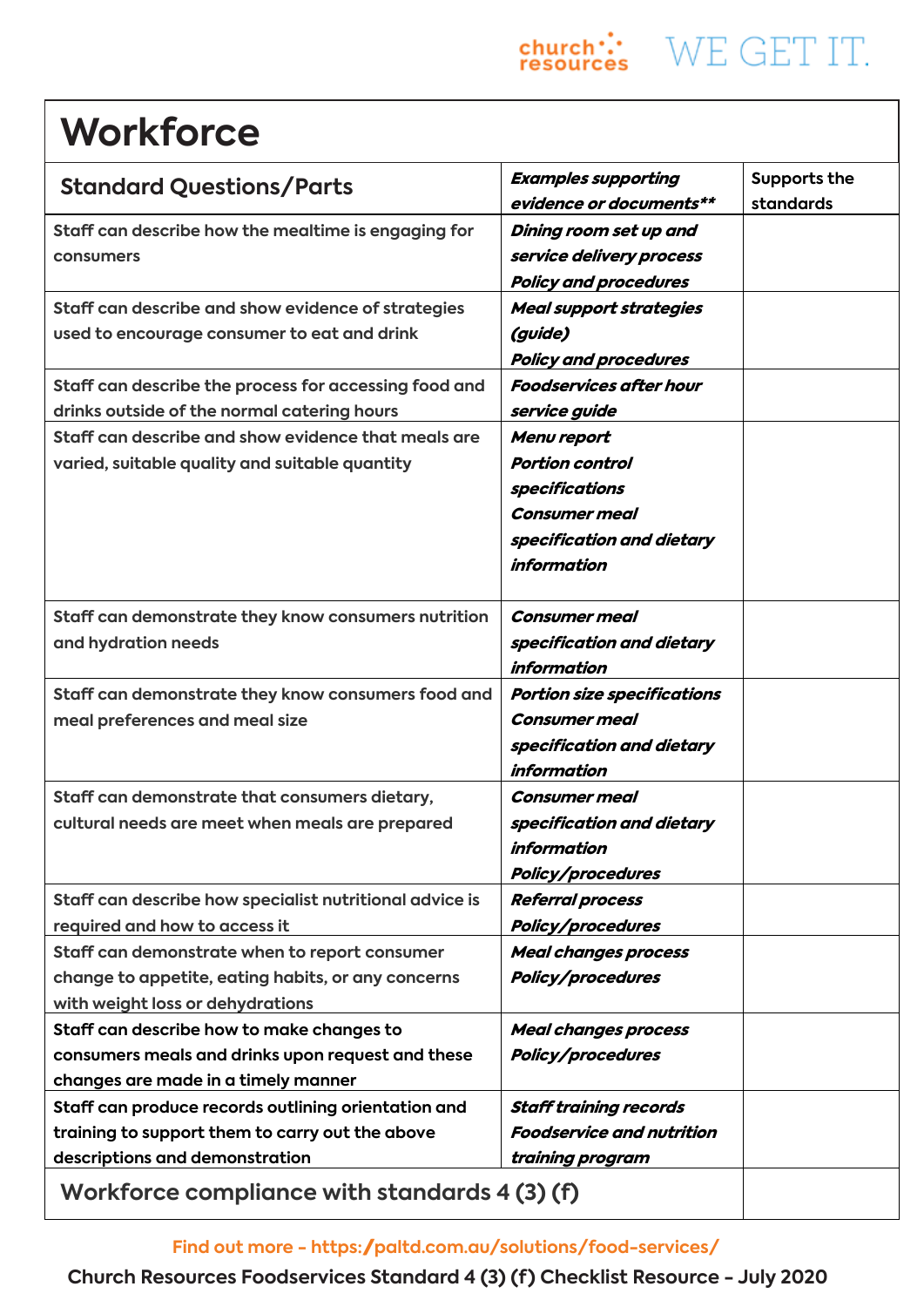# Workforce

| Standard Questions/Parts | *Examples supporting evidence or documents*** | Supports the standards |
|---|---|---|
| Staff can describe how the mealtime is engaging for consumers | ***Dining room set up and service delivery process Policy and procedures*** | |
| Staff can describe and show evidence of strategies used to encourage consumer to eat and drink | ***Meal support strategies (guide) Policy and procedures*** | |
| Staff can describe the process for accessing food and drinks outside of the normal catering hours | ***Foodservices after hour service guide*** | |
| Staff can describe and show evidence that meals are varied, suitable quality and suitable quantity | ***Menu report Portion control specifications Consumer meal specification and dietary information*** | |
| Staff can demonstrate they know consumers nutrition and hydration needs | ***Consumer meal specification and dietary information*** | |
| Staff can demonstrate they know consumers food and meal preferences and meal size | ***Portion size specifications Consumer meal specification and dietary information*** | |
| Staff can demonstrate that consumers dietary, cultural needs are meet when meals are prepared | ***Consumer meal specification and dietary information Policy/procedures*** | |
| Staff can describe how specialist nutritional advice is required and how to access it | ***Referral process Policy/procedures*** | |
| Staff can demonstrate when to report consumer change to appetite, eating habits, or any concerns with weight loss or dehydrations | ***Meal changes process Policy/procedures*** | |
| **Staff can describe how to make changes to consumers meals and drinks upon request and these changes are made in a timely manner** | ***Meal changes process Policy/procedures*** | |
| **Staff can produce records outlining orientation and training to support them to carry out the above descriptions and demonstration** | ***Staff training records Foodservice and nutrition training program*** | |
| **Workforce compliance with standards 4 (3) (f)** | | |

Find out more - https:/paltd.com.au/solutions/food-services/

**Church Resources Foodservices Standard 4 (3) (f) Checklist Resource - July 2020**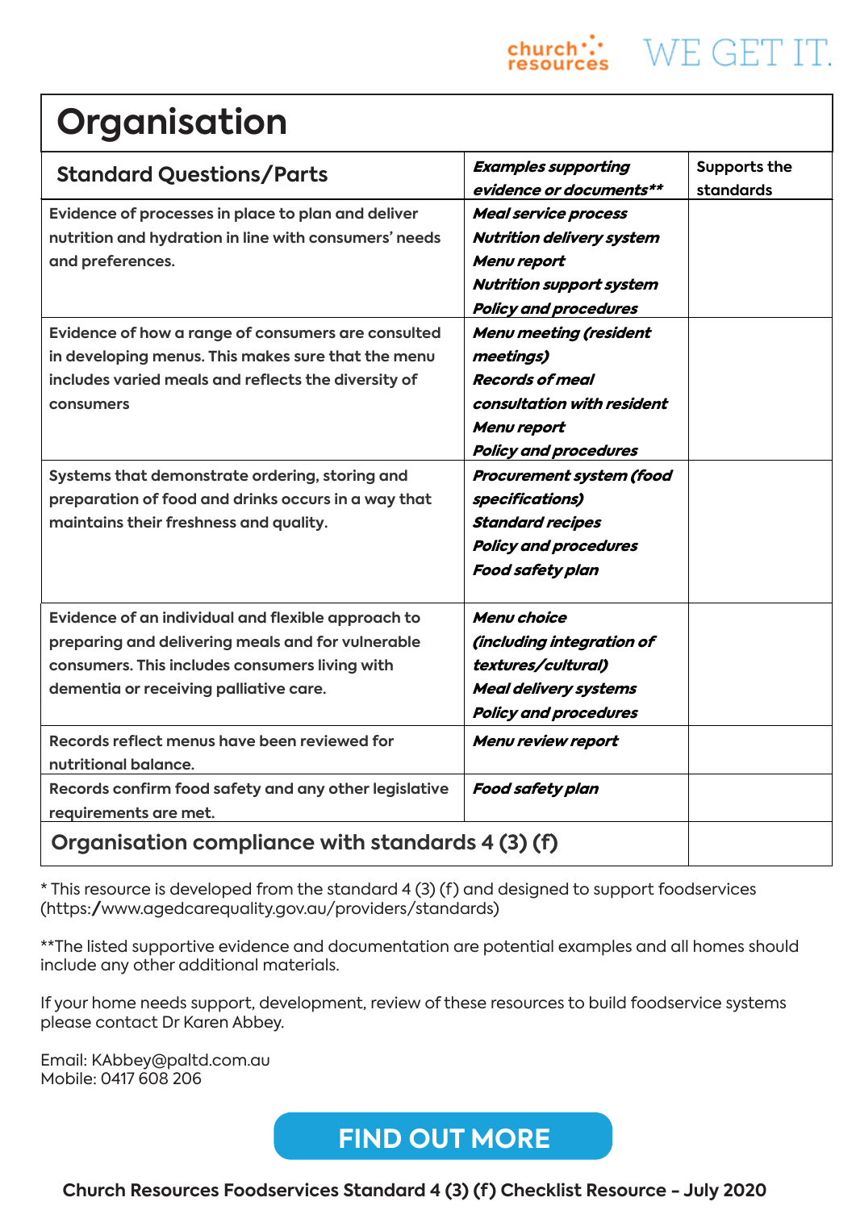# Organisation

| Standard Questions/Parts | *Examples supporting evidence or documents*** | Supports the standards |
|---|---|---|
| Evidence of processes in place to plan and deliver nutrition and hydration in line with consumers' needs and preferences. | ***Meal service process*** ***Nutrition delivery system*** ***Menu report*** ***Nutrition support system*** ***Policy and procedures*** | |
| Evidence of how a range of consumers are consulted in developing menus. This makes sure that the menu includes varied meals and reflects the diversity of consumers | ***Menu meeting (resident meetings)*** ***Records of meal consultation with resident*** ***Menu report*** ***Policy and procedures*** | |
| Systems that demonstrate ordering, storing and preparation of food and drinks occurs in a way that maintains their freshness and quality. | ***Procurement system (food specifications)*** ***Standard recipes*** ***Policy and procedures*** ***Food safety plan*** | |
| Evidence of an individual and flexible approach to preparing and delivering meals and for vulnerable consumers. This includes consumers living with dementia or receiving palliative care. | ***Menu choice (including integration of textures/cultural)*** ***Meal delivery systems*** ***Policy and procedures*** | |
| Records reflect menus have been reviewed for nutritional balance. | ***Menu review report*** | |
| Records confirm food safety and any other legislative requirements are met. | ***Food safety plan*** | |
| **Organisation compliance with standards 4 (3) (f)** | | |

* This resource is developed from the standard 4 (3) (f) and designed to support foodservices (https:/www.agedcarequality.gov.au/providers/standards)

**The listed supportive evidence and documentation are potential examples and all homes should include any other additional materials.

If your home needs support, development, review of these resources to build foodservice systems please contact Dr Karen Abbey.

Email: KAbbey@paltd.com.au
Mobile: 0417 608 206

FIND OUT MORE

**Church Resources Foodservices Standard 4 (3) (f) Checklist Resource – July 2020**